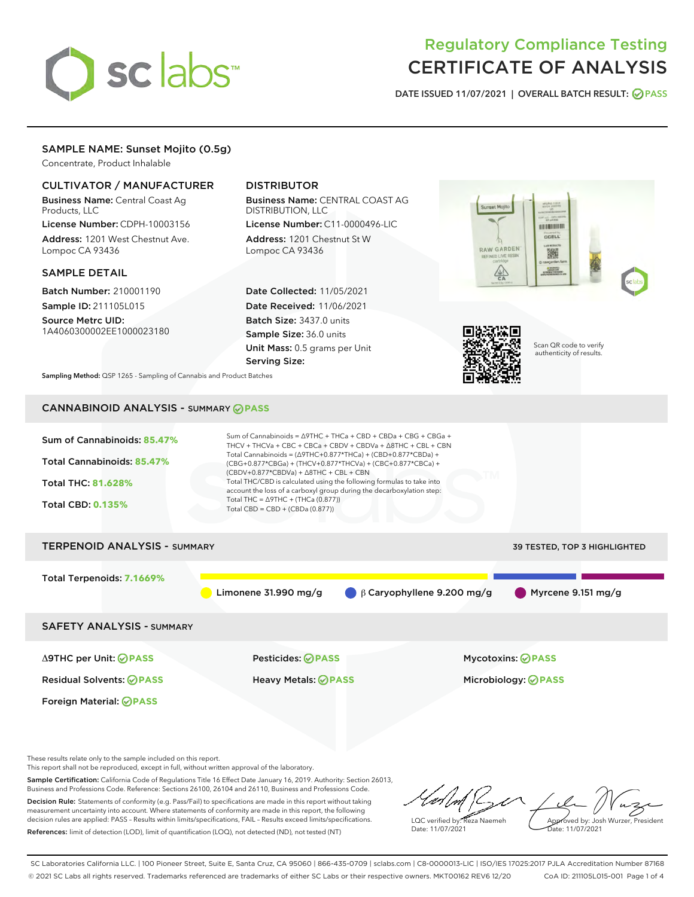# Regulatory Compliance Testing
# CERTIFICATE OF ANALYSIS

DATE ISSUED 11/07/2021 | OVERALL BATCH RESULT: PASS

## SAMPLE NAME: Sunset Mojito (0.5g)

Concentrate, Product Inhalable

### CULTIVATOR / MANUFACTURER

**Business Name:** Central Coast Ag Products, LLC

**License Number:** CDPH-10003156

**Address:** 1201 West Chestnut Ave. Lompoc CA 93436

### DISTRIBUTOR

**Business Name:** CENTRAL COAST AG DISTRIBUTION, LLC

**License Number:** C11-0000496-LIC

**Address:** 1201 Chestnut St W Lompoc CA 93436

### SAMPLE DETAIL

**Batch Number:** 210001190

**Sample ID:** 211105L015

**Source Metrc UID:** 1A4060300002EE1000023180

**Date Collected:** 11/05/2021

**Date Received:** 11/06/2021

**Batch Size:** 3437.0 units

**Sample Size:** 36.0 units

**Unit Mass:** 0.5 grams per Unit

**Serving Size:**

Scan QR code to verify authenticity of results.

**Sampling Method:** QSP 1265 - Sampling of Cannabis and Product Batches

## CANNABINOID ANALYSIS - SUMMARY PASS

**Sum of Cannabinoids:** 85.47%

**Total Cannabinoids:** 85.47%

**Total THC:** 81.628%

**Total CBD:** 0.135%

Sum of Cannabinoids = Δ9THC + THCa + CBD + CBDa + CBG + CBGa + THCV + THCVa + CBC + CBCa + CBDV + CBDVa + Δ8THC + CBL + CBN

Total Cannabinoids = (Δ9THC+0.877*THCa) + (CBD+0.877*CBDa) + (CBG+0.877*CBGa) + (THCV+0.877*THCVa) + (CBC+0.877*CBCa) + (CBDV+0.877*CBDVa) + Δ8THC + CBL + CBN

Total THC/CBD is calculated using the following formulas to take into account the loss of a carboxyl group during the decarboxylation step:

Total THC = Δ9THC + (THCa (0.877))

Total CBD = CBD + (CBDa (0.877))

## TERPENOID ANALYSIS - SUMMARY

39 TESTED, TOP 3 HIGHLIGHTED

**Total Terpenoids:** 7.1669%

Limonene 31.990 mg/g | β Caryophyllene 9.200 mg/g | Myrcene 9.151 mg/g

## SAFETY ANALYSIS - SUMMARY

| | | |
|---|---|---|
| Δ9THC per Unit: PASS | Pesticides: PASS | Mycotoxins: PASS |
| Residual Solvents: PASS | Heavy Metals: PASS | Microbiology: PASS |
| Foreign Material: PASS | | |

These results relate only to the sample included on this report.

This report shall not be reproduced, except in full, without written approval of the laboratory.

**Sample Certification:** California Code of Regulations Title 16 Effect Date January 16, 2019. Authority: Section 26013, Business and Professions Code. Reference: Sections 26100, 26104 and 26110, Business and Professions Code.

**Decision Rule:** Statements of conformity (e.g. Pass/Fail) to specifications are made in this report without taking measurement uncertainty into account. Where statements of conformity are made in this report, the following decision rules are applied: PASS – Results within limits/specifications, FAIL – Results exceed limits/specifications.

**References:** limit of detection (LOD), limit of quantification (LOQ), not detected (ND), not tested (NT)

LQC verified by: Reza Naemeh
Date: 11/07/2021

Approved by: Josh Wurzer, President
Date: 11/07/2021

SC Laboratories California LLC. | 100 Pioneer Street, Suite E, Santa Cruz, CA 95060 | 866-435-0709 | sclabs.com | C8-0000013-LIC | ISO/IES 17025:2017 PJLA Accreditation Number 87168

© 2021 SC Labs all rights reserved. Trademarks referenced are trademarks of either SC Labs or their respective owners. MKT00162 REV6 12/20 CoA ID: 211105L015-001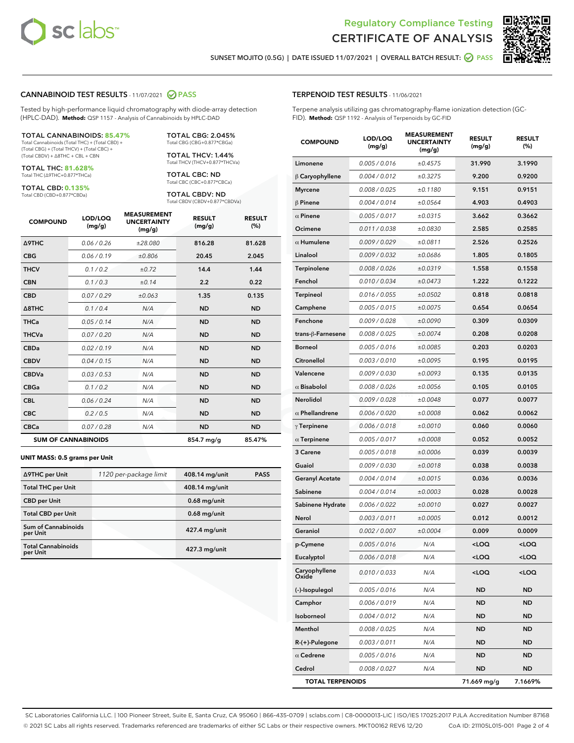Regulatory Compliance Testing
# CERTIFICATE OF ANALYSIS

SUNSET MOJITO (0.5G) | DATE ISSUED 11/07/2021 | OVERALL BATCH RESULT: PASS

## CANNABINOID TEST RESULTS - 11/07/2021 PASS

Tested by high-performance liquid chromatography with diode-array detection (HPLC-DAD). **Method:** QSP 1157 - Analysis of Cannabinoids by HPLC-DAD

**TOTAL CANNABINOIDS: 85.47%**
Total Cannabinoids (Total THC) + (Total CBD) + (Total CBG) + (Total THCV) + (Total CBC) + (Total CBDV) + Δ8THC + CBL + CBN

**TOTAL THC: 81.628%**
Total THC (Δ9THC+0.877*THCa)

**TOTAL CBD: 0.135%**
Total CBD (CBD+0.877*CBDa)

**TOTAL CBG: 2.045%**
Total CBG (CBG+0.877*CBGa)

**TOTAL THCV: 1.44%**
Total THCV (THCV+0.877*THCVa)

**TOTAL CBC: ND**
Total CBC (CBC+0.877*CBCa)

**TOTAL CBDV: ND**
Total CBDV (CBDV+0.877*CBDVa)

| COMPOUND | LOD/LOQ (mg/g) | MEASUREMENT UNCERTAINTY (mg/g) | RESULT (mg/g) | RESULT (%) |
|---|---|---|---|---|
| Δ9THC | 0.06 / 0.26 | ±28.080 | 816.28 | 81.628 |
| CBG | 0.06 / 0.19 | ±0.806 | 20.45 | 2.045 |
| THCV | 0.1 / 0.2 | ±0.72 | 14.4 | 1.44 |
| CBN | 0.1 / 0.3 | ±0.14 | 2.2 | 0.22 |
| CBD | 0.07 / 0.29 | ±0.063 | 1.35 | 0.135 |
| Δ8THC | 0.1 / 0.4 | N/A | ND | ND |
| THCa | 0.05 / 0.14 | N/A | ND | ND |
| THCVa | 0.07 / 0.20 | N/A | ND | ND |
| CBDa | 0.02 / 0.19 | N/A | ND | ND |
| CBDV | 0.04 / 0.15 | N/A | ND | ND |
| CBDVa | 0.03 / 0.53 | N/A | ND | ND |
| CBGa | 0.1 / 0.2 | N/A | ND | ND |
| CBL | 0.06 / 0.24 | N/A | ND | ND |
| CBC | 0.2 / 0.5 | N/A | ND | ND |
| CBCa | 0.07 / 0.28 | N/A | ND | ND |
| **SUM OF CANNABINOIDS** | | | 854.7 mg/g | 85.47% |

**UNIT MASS: 0.5 grams per Unit**

| Δ9THC per Unit | 1120 per-package limit | 408.14 mg/unit | PASS |
|---|---|---|---|
| Total THC per Unit | | 408.14 mg/unit | |
| CBD per Unit | | 0.68 mg/unit | |
| Total CBD per Unit | | 0.68 mg/unit | |
| Sum of Cannabinoids per Unit | | 427.4 mg/unit | |
| Total Cannabinoids per Unit | | 427.3 mg/unit | |

## TERPENOID TEST RESULTS - 11/06/2021

Terpene analysis utilizing gas chromatography-flame ionization detection (GC-FID). **Method:** QSP 1192 - Analysis of Terpenoids by GC-FID

| COMPOUND | LOD/LOQ (mg/g) | MEASUREMENT UNCERTAINTY (mg/g) | RESULT (mg/g) | RESULT (%) |
|---|---|---|---|---|
| Limonene | 0.005 / 0.016 | ±0.4575 | 31.990 | 3.1990 |
| β Caryophyllene | 0.004 / 0.012 | ±0.3275 | 9.200 | 0.9200 |
| Myrcene | 0.008 / 0.025 | ±0.1180 | 9.151 | 0.9151 |
| β Pinene | 0.004 / 0.014 | ±0.0564 | 4.903 | 0.4903 |
| α Pinene | 0.005 / 0.017 | ±0.0315 | 3.662 | 0.3662 |
| Ocimene | 0.011 / 0.038 | ±0.0830 | 2.585 | 0.2585 |
| α Humulene | 0.009 / 0.029 | ±0.0811 | 2.526 | 0.2526 |
| Linalool | 0.009 / 0.032 | ±0.0686 | 1.805 | 0.1805 |
| Terpinolene | 0.008 / 0.026 | ±0.0319 | 1.558 | 0.1558 |
| Fenchol | 0.010 / 0.034 | ±0.0473 | 1.222 | 0.1222 |
| Terpineol | 0.016 / 0.055 | ±0.0502 | 0.818 | 0.0818 |
| Camphene | 0.005 / 0.015 | ±0.0075 | 0.654 | 0.0654 |
| Fenchone | 0.009 / 0.028 | ±0.0090 | 0.309 | 0.0309 |
| trans-β-Farnesene | 0.008 / 0.025 | ±0.0074 | 0.208 | 0.0208 |
| Borneol | 0.005 / 0.016 | ±0.0085 | 0.203 | 0.0203 |
| Citronellol | 0.003 / 0.010 | ±0.0095 | 0.195 | 0.0195 |
| Valencene | 0.009 / 0.030 | ±0.0093 | 0.135 | 0.0135 |
| α Bisabolol | 0.008 / 0.026 | ±0.0056 | 0.105 | 0.0105 |
| Nerolidol | 0.009 / 0.028 | ±0.0048 | 0.077 | 0.0077 |
| α Phellandrene | 0.006 / 0.020 | ±0.0008 | 0.062 | 0.0062 |
| γ Terpinene | 0.006 / 0.018 | ±0.0010 | 0.060 | 0.0060 |
| α Terpinene | 0.005 / 0.017 | ±0.0008 | 0.052 | 0.0052 |
| 3 Carene | 0.005 / 0.018 | ±0.0006 | 0.039 | 0.0039 |
| Guaiol | 0.009 / 0.030 | ±0.0018 | 0.038 | 0.0038 |
| Geranyl Acetate | 0.004 / 0.014 | ±0.0015 | 0.036 | 0.0036 |
| Sabinene | 0.004 / 0.014 | ±0.0003 | 0.028 | 0.0028 |
| Sabinene Hydrate | 0.006 / 0.022 | ±0.0010 | 0.027 | 0.0027 |
| Nerol | 0.003 / 0.011 | ±0.0005 | 0.012 | 0.0012 |
| Geraniol | 0.002 / 0.007 | ±0.0004 | 0.009 | 0.0009 |
| p-Cymene | 0.005 / 0.016 | N/A | <LOQ | <LOQ |
| Eucalyptol | 0.006 / 0.018 | N/A | <LOQ | <LOQ |
| Caryophyllene Oxide | 0.010 / 0.033 | N/A | <LOQ | <LOQ |
| (-)-Isopulegol | 0.005 / 0.016 | N/A | ND | ND |
| Camphor | 0.006 / 0.019 | N/A | ND | ND |
| Isoborneol | 0.004 / 0.012 | N/A | ND | ND |
| Menthol | 0.008 / 0.025 | N/A | ND | ND |
| R-(+)-Pulegone | 0.003 / 0.011 | N/A | ND | ND |
| α Cedrene | 0.005 / 0.016 | N/A | ND | ND |
| Cedrol | 0.008 / 0.027 | N/A | ND | ND |
| **TOTAL TERPENOIDS** | | | 71.669 mg/g | 7.1669% |

SC Laboratories California LLC. | 100 Pioneer Street, Suite E, Santa Cruz, CA 95060 | 866-435-0709 | sclabs.com | C8-0000013-LIC | ISO/IES 17025:2017 PJLA Accreditation Number 87168
© 2021 SC Labs all rights reserved. Trademarks referenced are trademarks of either SC Labs or their respective owners. MKT00162 REV6 12/20 CoA ID: 211105L015-001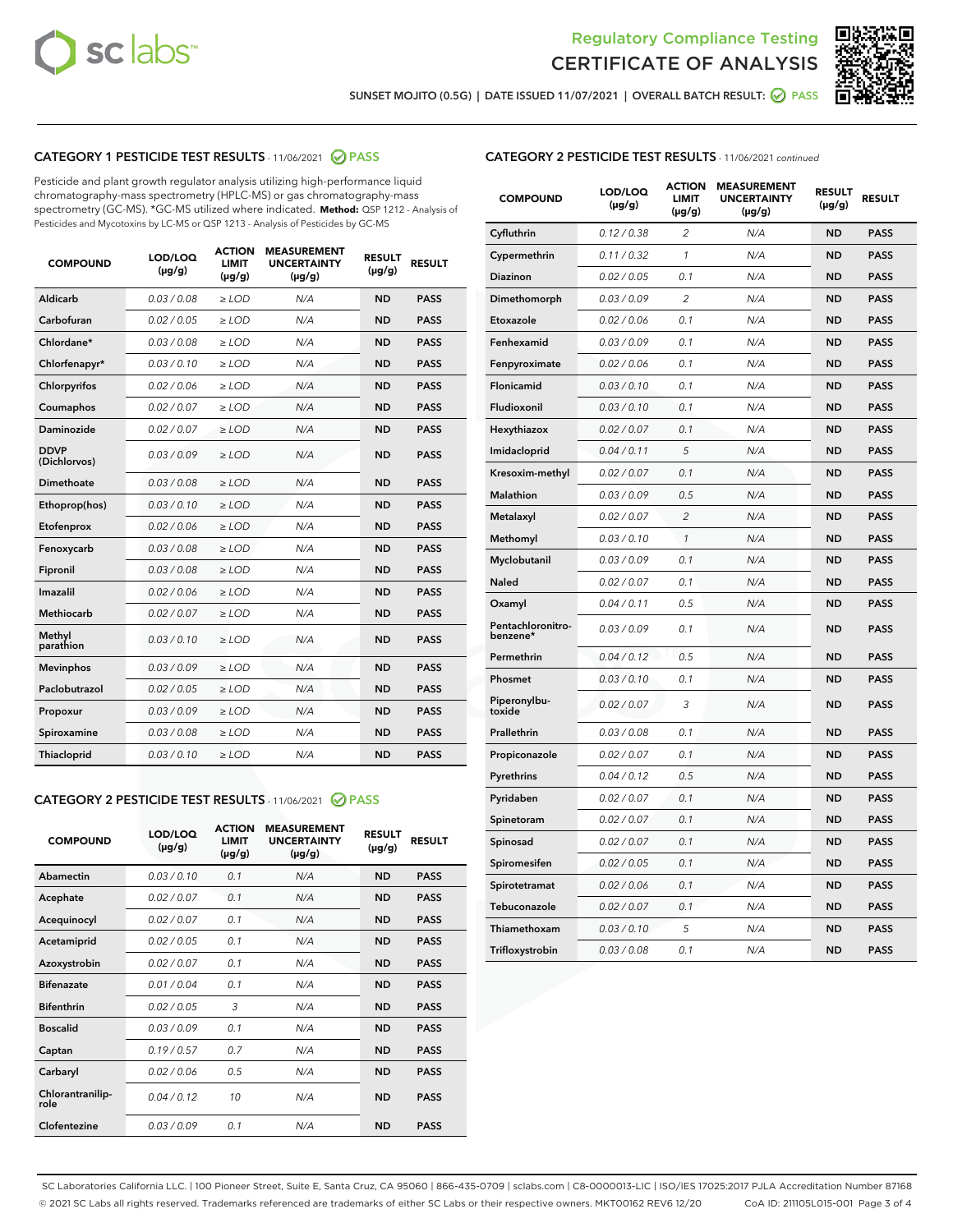Regulatory Compliance Testing
# CERTIFICATE OF ANALYSIS

SUNSET MOJITO (0.5G) | DATE ISSUED 11/07/2021 | OVERALL BATCH RESULT: PASS

## CATEGORY 1 PESTICIDE TEST RESULTS - 11/06/2021 PASS

Pesticide and plant growth regulator analysis utilizing high-performance liquid chromatography-mass spectrometry (HPLC-MS) or gas chromatography-mass spectrometry (GC-MS). *GC-MS utilized where indicated. **Method:** QSP 1212 - Analysis of Pesticides and Mycotoxins by LC-MS or QSP 1213 - Analysis of Pesticides by GC-MS

| COMPOUND | LOD/LOQ (µg/g) | ACTION LIMIT (µg/g) | MEASUREMENT UNCERTAINTY (µg/g) | RESULT (µg/g) | RESULT |
|---|---|---|---|---|---|
| Aldicarb | 0.03 / 0.08 | ≥ LOD | N/A | ND | PASS |
| Carbofuran | 0.02 / 0.05 | ≥ LOD | N/A | ND | PASS |
| Chlordane* | 0.03 / 0.08 | ≥ LOD | N/A | ND | PASS |
| Chlorfenapyr* | 0.03 / 0.10 | ≥ LOD | N/A | ND | PASS |
| Chlorpyrifos | 0.02 / 0.06 | ≥ LOD | N/A | ND | PASS |
| Coumaphos | 0.02 / 0.07 | ≥ LOD | N/A | ND | PASS |
| Daminozide | 0.02 / 0.07 | ≥ LOD | N/A | ND | PASS |
| DDVP (Dichlorvos) | 0.03 / 0.09 | ≥ LOD | N/A | ND | PASS |
| Dimethoate | 0.03 / 0.08 | ≥ LOD | N/A | ND | PASS |
| Ethoprop(hos) | 0.03 / 0.10 | ≥ LOD | N/A | ND | PASS |
| Etofenprox | 0.02 / 0.06 | ≥ LOD | N/A | ND | PASS |
| Fenoxycarb | 0.03 / 0.08 | ≥ LOD | N/A | ND | PASS |
| Fipronil | 0.03 / 0.08 | ≥ LOD | N/A | ND | PASS |
| Imazalil | 0.02 / 0.06 | ≥ LOD | N/A | ND | PASS |
| Methiocarb | 0.02 / 0.07 | ≥ LOD | N/A | ND | PASS |
| Methyl parathion | 0.03 / 0.10 | ≥ LOD | N/A | ND | PASS |
| Mevinphos | 0.03 / 0.09 | ≥ LOD | N/A | ND | PASS |
| Paclobutrazol | 0.02 / 0.05 | ≥ LOD | N/A | ND | PASS |
| Propoxur | 0.03 / 0.09 | ≥ LOD | N/A | ND | PASS |
| Spiroxamine | 0.03 / 0.08 | ≥ LOD | N/A | ND | PASS |
| Thiacloprid | 0.03 / 0.10 | ≥ LOD | N/A | ND | PASS |

## CATEGORY 2 PESTICIDE TEST RESULTS - 11/06/2021 PASS

| COMPOUND | LOD/LOQ (µg/g) | ACTION LIMIT (µg/g) | MEASUREMENT UNCERTAINTY (µg/g) | RESULT (µg/g) | RESULT |
|---|---|---|---|---|---|
| Abamectin | 0.03 / 0.10 | 0.1 | N/A | ND | PASS |
| Acephate | 0.02 / 0.07 | 0.1 | N/A | ND | PASS |
| Acequinocyl | 0.02 / 0.07 | 0.1 | N/A | ND | PASS |
| Acetamiprid | 0.02 / 0.05 | 0.1 | N/A | ND | PASS |
| Azoxystrobin | 0.02 / 0.07 | 0.1 | N/A | ND | PASS |
| Bifenazate | 0.01 / 0.04 | 0.1 | N/A | ND | PASS |
| Bifenthrin | 0.02 / 0.05 | 3 | N/A | ND | PASS |
| Boscalid | 0.03 / 0.09 | 0.1 | N/A | ND | PASS |
| Captan | 0.19 / 0.57 | 0.7 | N/A | ND | PASS |
| Carbaryl | 0.02 / 0.06 | 0.5 | N/A | ND | PASS |
| Chlorantraniliprole | 0.04 / 0.12 | 10 | N/A | ND | PASS |
| Clofentezine | 0.03 / 0.09 | 0.1 | N/A | ND | PASS |
| Cyfluthrin | 0.12 / 0.38 | 2 | N/A | ND | PASS |
| Cypermethrin | 0.11 / 0.32 | 1 | N/A | ND | PASS |
| Diazinon | 0.02 / 0.05 | 0.1 | N/A | ND | PASS |
| Dimethomorph | 0.03 / 0.09 | 2 | N/A | ND | PASS |
| Etoxazole | 0.02 / 0.06 | 0.1 | N/A | ND | PASS |
| Fenhexamid | 0.03 / 0.09 | 0.1 | N/A | ND | PASS |
| Fenpyroximate | 0.02 / 0.06 | 0.1 | N/A | ND | PASS |
| Flonicamid | 0.03 / 0.10 | 0.1 | N/A | ND | PASS |
| Fludioxonil | 0.03 / 0.10 | 0.1 | N/A | ND | PASS |
| Hexythiazox | 0.02 / 0.07 | 0.1 | N/A | ND | PASS |
| Imidacloprid | 0.04 / 0.11 | 5 | N/A | ND | PASS |
| Kresoxim-methyl | 0.02 / 0.07 | 0.1 | N/A | ND | PASS |
| Malathion | 0.03 / 0.09 | 0.5 | N/A | ND | PASS |
| Metalaxyl | 0.02 / 0.07 | 2 | N/A | ND | PASS |
| Methomyl | 0.03 / 0.10 | 1 | N/A | ND | PASS |
| Myclobutanil | 0.03 / 0.09 | 0.1 | N/A | ND | PASS |
| Naled | 0.02 / 0.07 | 0.1 | N/A | ND | PASS |
| Oxamyl | 0.04 / 0.11 | 0.5 | N/A | ND | PASS |
| Pentachloronitrobenzene* | 0.03 / 0.09 | 0.1 | N/A | ND | PASS |
| Permethrin | 0.04 / 0.12 | 0.5 | N/A | ND | PASS |
| Phosmet | 0.03 / 0.10 | 0.1 | N/A | ND | PASS |
| Piperonylbutoxide | 0.02 / 0.07 | 3 | N/A | ND | PASS |
| Prallethrin | 0.03 / 0.08 | 0.1 | N/A | ND | PASS |
| Propiconazole | 0.02 / 0.07 | 0.1 | N/A | ND | PASS |
| Pyrethrins | 0.04 / 0.12 | 0.5 | N/A | ND | PASS |
| Pyridaben | 0.02 / 0.07 | 0.1 | N/A | ND | PASS |
| Spinetoram | 0.02 / 0.07 | 0.1 | N/A | ND | PASS |
| Spinosad | 0.02 / 0.07 | 0.1 | N/A | ND | PASS |
| Spiromesifen | 0.02 / 0.05 | 0.1 | N/A | ND | PASS |
| Spirotetramat | 0.02 / 0.06 | 0.1 | N/A | ND | PASS |
| Tebuconazole | 0.02 / 0.07 | 0.1 | N/A | ND | PASS |
| Thiamethoxam | 0.03 / 0.10 | 5 | N/A | ND | PASS |
| Trifloxystrobin | 0.03 / 0.08 | 0.1 | N/A | ND | PASS |

SC Laboratories California LLC. | 100 Pioneer Street, Suite E, Santa Cruz, CA 95060 | 866-435-0709 | sclabs.com | C8-0000013-LIC | ISO/IES 17025:2017 PJLA Accreditation Number 87168
© 2021 SC Labs all rights reserved. Trademarks referenced are trademarks of either SC Labs or their respective owners. MKT00162 REV6 12/20 CoA ID: 211105L015-001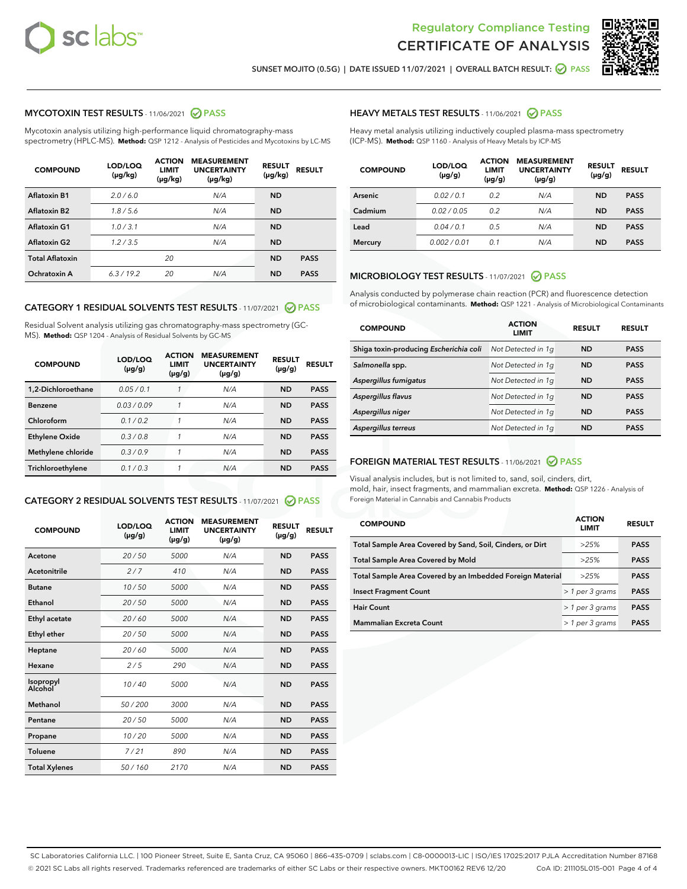Regulatory Compliance Testing
CERTIFICATE OF ANALYSIS

SUNSET MOJITO (0.5G) | DATE ISSUED 11/07/2021 | OVERALL BATCH RESULT: PASS

## MYCOTOXIN TEST RESULTS - 11/06/2021 PASS

Mycotoxin analysis utilizing high-performance liquid chromatography-mass spectrometry (HPLC-MS). **Method:** QSP 1212 - Analysis of Pesticides and Mycotoxins by LC-MS

| COMPOUND | LOD/LOQ (µg/kg) | ACTION LIMIT (µg/kg) | MEASUREMENT UNCERTAINTY (µg/kg) | RESULT (µg/kg) | RESULT |
|---|---|---|---|---|---|
| Aflatoxin B1 | 2.0 / 6.0 | | N/A | ND | |
| Aflatoxin B2 | 1.8 / 5.6 | | N/A | ND | |
| Aflatoxin G1 | 1.0 / 3.1 | | N/A | ND | |
| Aflatoxin G2 | 1.2 / 3.5 | | N/A | ND | |
| Total Aflatoxin | | 20 | | ND | PASS |
| Ochratoxin A | 6.3 / 19.2 | 20 | N/A | ND | PASS |

## CATEGORY 1 RESIDUAL SOLVENTS TEST RESULTS - 11/07/2021 PASS

Residual Solvent analysis utilizing gas chromatography-mass spectrometry (GC-MS). **Method:** QSP 1204 - Analysis of Residual Solvents by GC-MS

| COMPOUND | LOD/LOQ (µg/g) | ACTION LIMIT (µg/g) | MEASUREMENT UNCERTAINTY (µg/g) | RESULT (µg/g) | RESULT |
|---|---|---|---|---|---|
| 1,2-Dichloroethane | 0.05 / 0.1 | 1 | N/A | ND | PASS |
| Benzene | 0.03 / 0.09 | 1 | N/A | ND | PASS |
| Chloroform | 0.1 / 0.2 | 1 | N/A | ND | PASS |
| Ethylene Oxide | 0.3 / 0.8 | 1 | N/A | ND | PASS |
| Methylene chloride | 0.3 / 0.9 | 1 | N/A | ND | PASS |
| Trichloroethylene | 0.1 / 0.3 | 1 | N/A | ND | PASS |

## CATEGORY 2 RESIDUAL SOLVENTS TEST RESULTS - 11/07/2021 PASS

| COMPOUND | LOD/LOQ (µg/g) | ACTION LIMIT (µg/g) | MEASUREMENT UNCERTAINTY (µg/g) | RESULT (µg/g) | RESULT |
|---|---|---|---|---|---|
| Acetone | 20 / 50 | 5000 | N/A | ND | PASS |
| Acetonitrile | 2 / 7 | 410 | N/A | ND | PASS |
| Butane | 10 / 50 | 5000 | N/A | ND | PASS |
| Ethanol | 20 / 50 | 5000 | N/A | ND | PASS |
| Ethyl acetate | 20 / 60 | 5000 | N/A | ND | PASS |
| Ethyl ether | 20 / 50 | 5000 | N/A | ND | PASS |
| Heptane | 20 / 60 | 5000 | N/A | ND | PASS |
| Hexane | 2 / 5 | 290 | N/A | ND | PASS |
| Isopropyl Alcohol | 10 / 40 | 5000 | N/A | ND | PASS |
| Methanol | 50 / 200 | 3000 | N/A | ND | PASS |
| Pentane | 20 / 50 | 5000 | N/A | ND | PASS |
| Propane | 10 / 20 | 5000 | N/A | ND | PASS |
| Toluene | 7 / 21 | 890 | N/A | ND | PASS |
| Total Xylenes | 50 / 160 | 2170 | N/A | ND | PASS |

## HEAVY METALS TEST RESULTS - 11/06/2021 PASS

Heavy metal analysis utilizing inductively coupled plasma-mass spectrometry (ICP-MS). **Method:** QSP 1160 - Analysis of Heavy Metals by ICP-MS

| COMPOUND | LOD/LOQ (µg/g) | ACTION LIMIT (µg/g) | MEASUREMENT UNCERTAINTY (µg/g) | RESULT (µg/g) | RESULT |
|---|---|---|---|---|---|
| Arsenic | 0.02 / 0.1 | 0.2 | N/A | ND | PASS |
| Cadmium | 0.02 / 0.05 | 0.2 | N/A | ND | PASS |
| Lead | 0.04 / 0.1 | 0.5 | N/A | ND | PASS |
| Mercury | 0.002 / 0.01 | 0.1 | N/A | ND | PASS |

## MICROBIOLOGY TEST RESULTS - 11/07/2021 PASS

Analysis conducted by polymerase chain reaction (PCR) and fluorescence detection of microbiological contaminants. **Method:** QSP 1221 - Analysis of Microbiological Contaminants

| COMPOUND | ACTION LIMIT | RESULT | RESULT |
|---|---|---|---|
| Shiga toxin-producing *Escherichia coli* | Not Detected in 1g | ND | PASS |
| *Salmonella* spp. | Not Detected in 1g | ND | PASS |
| *Aspergillus fumigatus* | Not Detected in 1g | ND | PASS |
| *Aspergillus flavus* | Not Detected in 1g | ND | PASS |
| *Aspergillus niger* | Not Detected in 1g | ND | PASS |
| *Aspergillus terreus* | Not Detected in 1g | ND | PASS |

## FOREIGN MATERIAL TEST RESULTS - 11/06/2021 PASS

Visual analysis includes, but is not limited to, sand, soil, cinders, dirt, mold, hair, insect fragments, and mammalian excreta. **Method:** QSP 1226 - Analysis of Foreign Material in Cannabis and Cannabis Products

| COMPOUND | ACTION LIMIT | RESULT |
|---|---|---|
| Total Sample Area Covered by Sand, Soil, Cinders, or Dirt | >25% | PASS |
| Total Sample Area Covered by Mold | >25% | PASS |
| Total Sample Area Covered by an Imbedded Foreign Material | >25% | PASS |
| Insect Fragment Count | > 1 per 3 grams | PASS |
| Hair Count | > 1 per 3 grams | PASS |
| Mammalian Excreta Count | > 1 per 3 grams | PASS |

SC Laboratories California LLC. | 100 Pioneer Street, Suite E, Santa Cruz, CA 95060 | 866-435-0709 | sclabs.com | C8-0000013-LIC | ISO/IES 17025:2017 PJLA Accreditation Number 87168
© 2021 SC Labs all rights reserved. Trademarks referenced are trademarks of either SC Labs or their respective owners. MKT00162 REV6 12/20 CoA ID: 211105L015-001